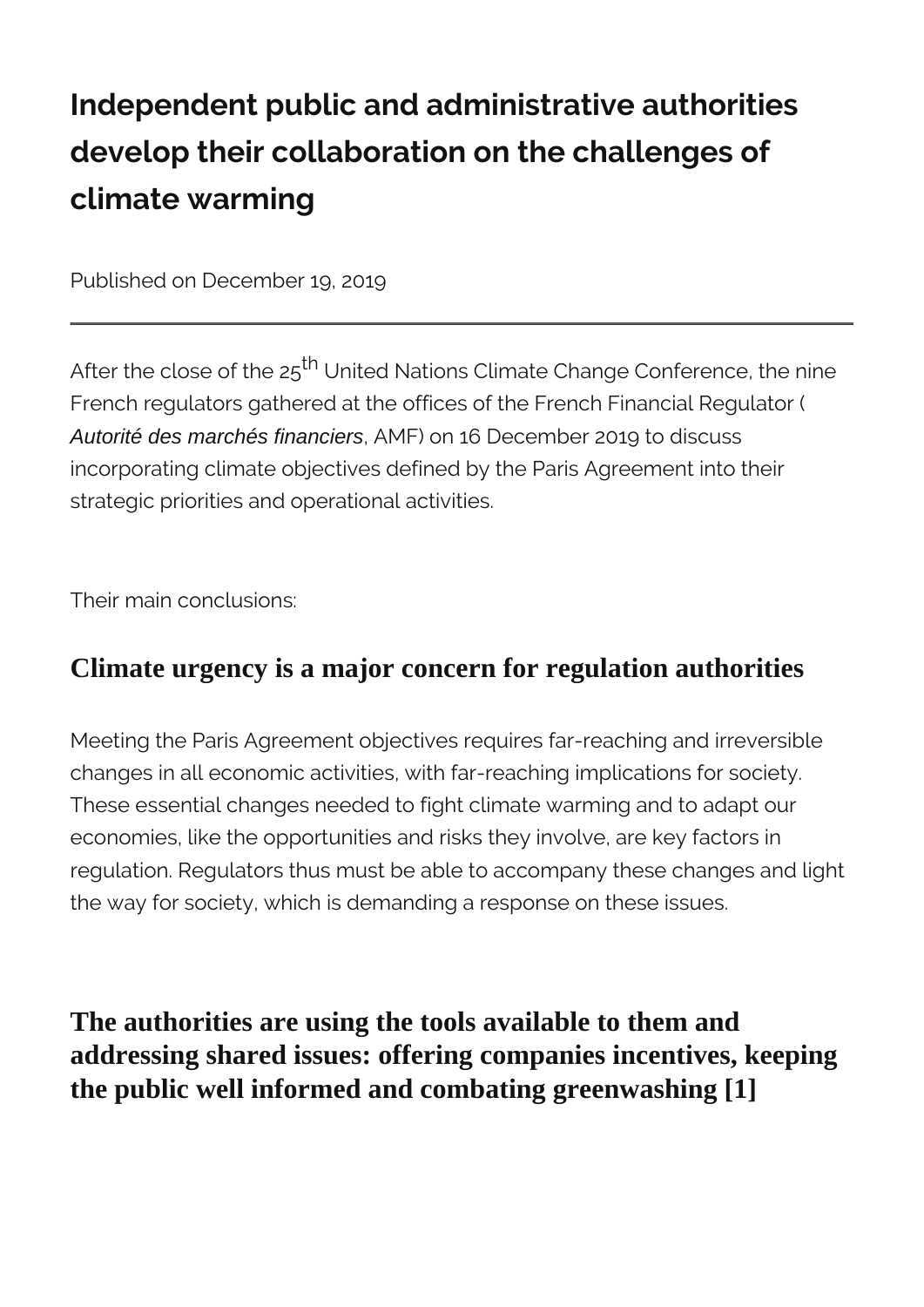# Independent public and administrative authorities develop their collaboration on the challenges of climate warming

Published on December 19, 2019

---

After the close of the 25$^{th}$ United Nations Climate Change Conference, the nine French regulators gathered at the offices of the French Financial Regulator (*Autorité des marchés financiers*, AMF) on 16 December 2019 to discuss incorporating climate objectives defined by the Paris Agreement into their strategic priorities and operational activities.

Their main conclusions:

## Climate urgency is a major concern for regulation authorities

Meeting the Paris Agreement objectives requires far-reaching and irreversible changes in all economic activities, with far-reaching implications for society. These essential changes needed to fight climate warming and to adapt our economies, like the opportunities and risks they involve, are key factors in regulation. Regulators thus must be able to accompany these changes and light the way for society, which is demanding a response on these issues.

## The authorities are using the tools available to them and addressing shared issues: offering companies incentives, keeping the public well informed and combating greenwashing [1]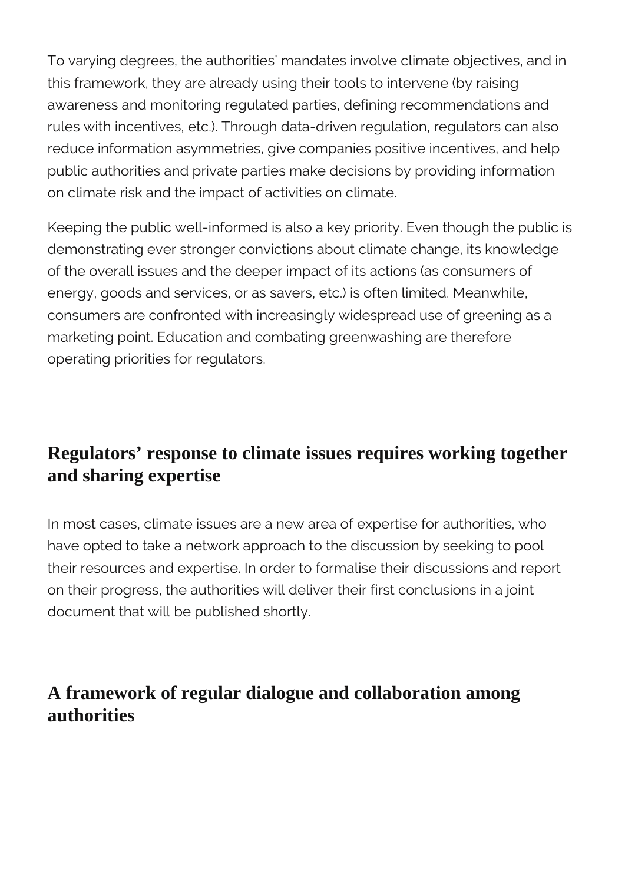To varying degrees, the authorities' mandates involve climate objectives, and in this framework, they are already using their tools to intervene (by raising awareness and monitoring regulated parties, defining recommendations and rules with incentives, etc.). Through data-driven regulation, regulators can also reduce information asymmetries, give companies positive incentives, and help public authorities and private parties make decisions by providing information on climate risk and the impact of activities on climate.

Keeping the public well-informed is also a key priority. Even though the public is demonstrating ever stronger convictions about climate change, its knowledge of the overall issues and the deeper impact of its actions (as consumers of energy, goods and services, or as savers, etc.) is often limited. Meanwhile, consumers are confronted with increasingly widespread use of greening as a marketing point. Education and combating greenwashing are therefore operating priorities for regulators.

## Regulators' response to climate issues requires working together and sharing expertise

In most cases, climate issues are a new area of expertise for authorities, who have opted to take a network approach to the discussion by seeking to pool their resources and expertise. In order to formalise their discussions and report on their progress, the authorities will deliver their first conclusions in a joint document that will be published shortly.

## A framework of regular dialogue and collaboration among authorities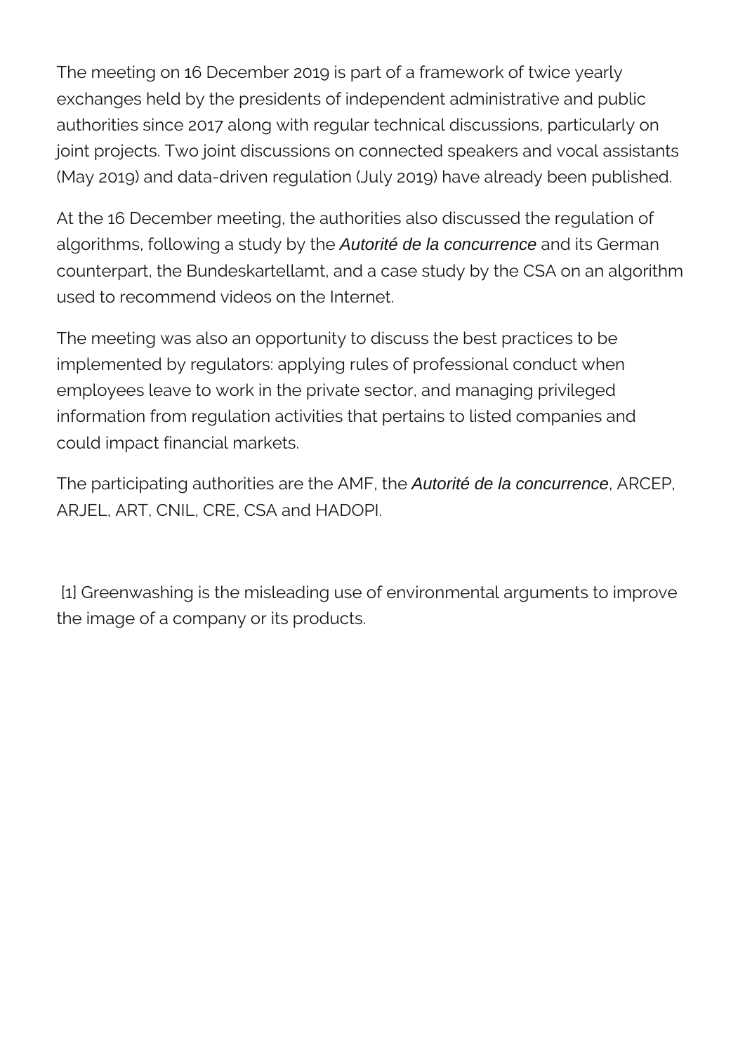The meeting on 16 December 2019 is part of a framework of twice yearly exchanges held by the presidents of independent administrative and public authorities since 2017 along with regular technical discussions, particularly on joint projects. Two joint discussions on connected speakers and vocal assistants (May 2019) and data-driven regulation (July 2019) have already been published.

At the 16 December meeting, the authorities also discussed the regulation of algorithms, following a study by the *Autorité de la concurrence* and its German counterpart, the Bundeskartellamt, and a case study by the CSA on an algorithm used to recommend videos on the Internet.

The meeting was also an opportunity to discuss the best practices to be implemented by regulators: applying rules of professional conduct when employees leave to work in the private sector, and managing privileged information from regulation activities that pertains to listed companies and could impact financial markets.

The participating authorities are the AMF, the *Autorité de la concurrence*, ARCEP, ARJEL, ART, CNIL, CRE, CSA and HADOPI.

[1] Greenwashing is the misleading use of environmental arguments to improve the image of a company or its products.